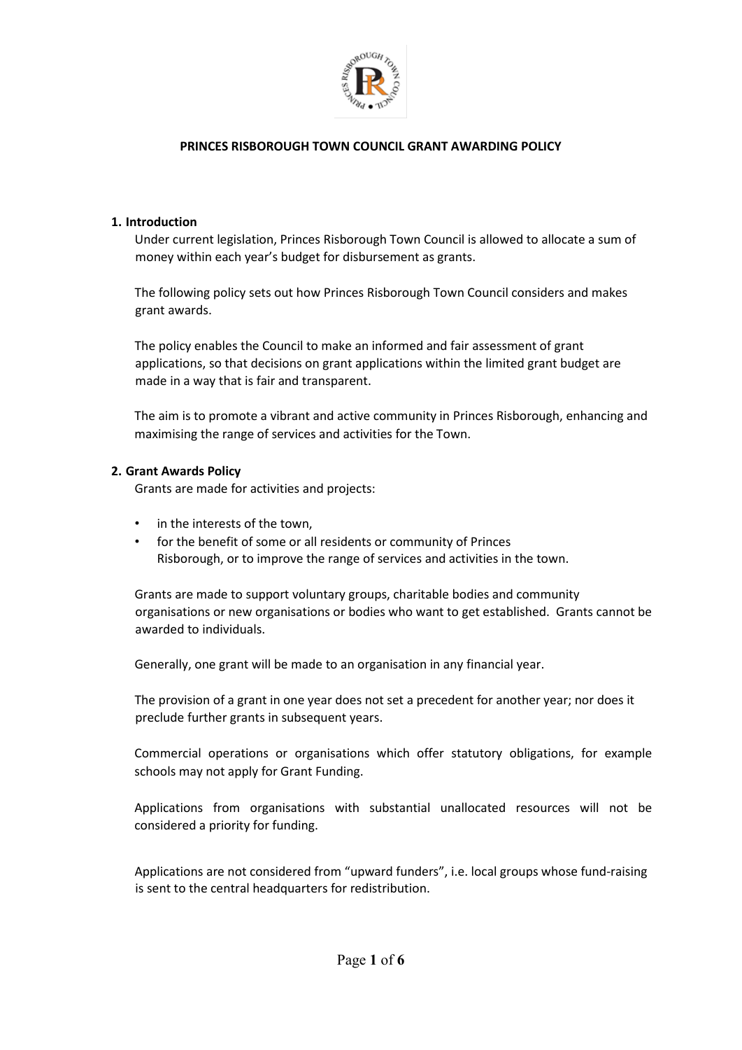# PRINCES RISBOROUGH TOWN COUNCIL GRANT AWARDING POLICY

## 1. Introduction

Under current legislation, Princes Risborough Town Council is allowed to allocate a sum of money within each year's budget for disbursement as grants.

The following policy sets out how Princes Risborough Town Council considers and makes grant awards.

The policy enables the Council to make an informed and fair assessment of grant applications, so that decisions on grant applications within the limited grant budget are made in a way that is fair and transparent.

The aim is to promote a vibrant and active community in Princes Risborough, enhancing and maximising the range of services and activities for the Town.

## 2. Grant Awards Policy

Grants are made for activities and projects:

- in the interests of the town,
- for the benefit of some or all residents or community of Princes Risborough, or to improve the range of services and activities in the town.

Grants are made to support voluntary groups, charitable bodies and community organisations or new organisations or bodies who want to get established. Grants cannot be awarded to individuals.

Generally, one grant will be made to an organisation in any financial year.

The provision of a grant in one year does not set a precedent for another year; nor does it preclude further grants in subsequent years.

Commercial operations or organisations which offer statutory obligations, for example schools may not apply for Grant Funding.

Applications from organisations with substantial unallocated resources will not be considered a priority for funding.

Applications are not considered from "upward funders", i.e. local groups whose fund-raising is sent to the central headquarters for redistribution.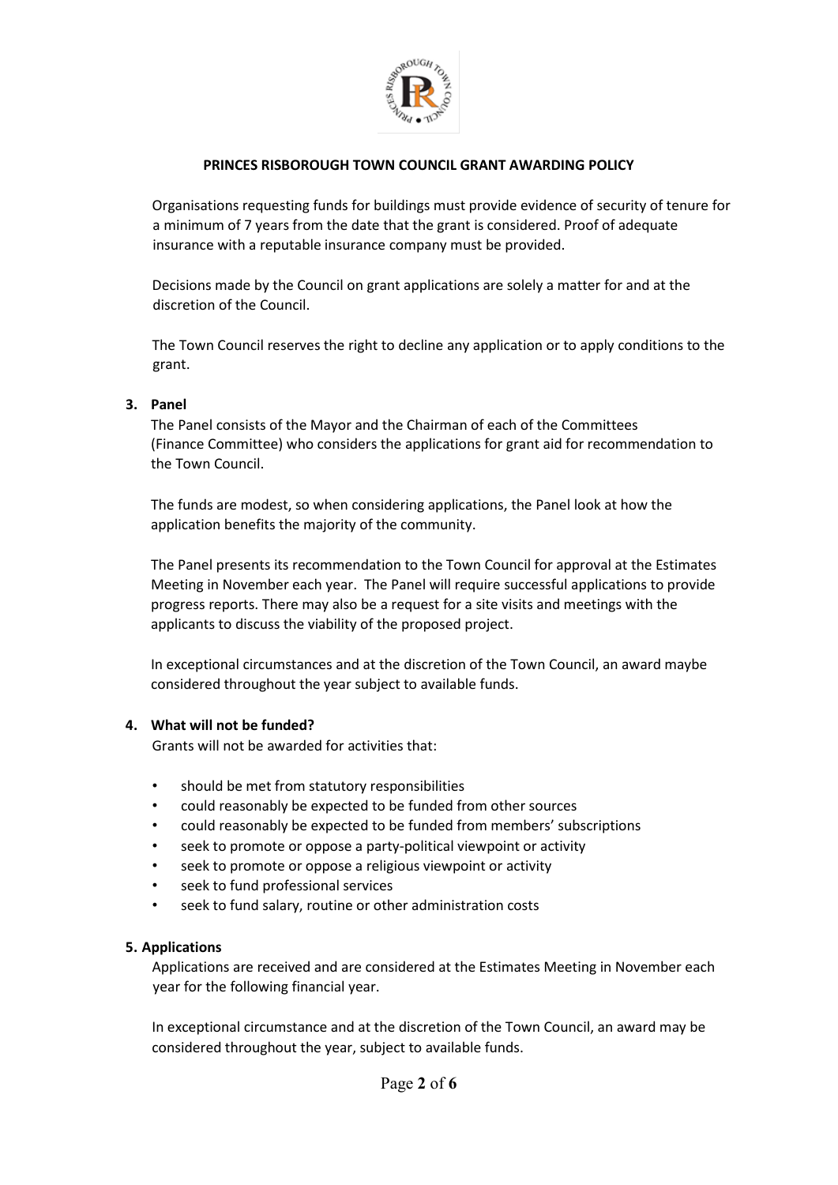**PRINCES RISBOROUGH TOWN COUNCIL GRANT AWARDING POLICY**

Organisations requesting funds for buildings must provide evidence of security of tenure for a minimum of 7 years from the date that the grant is considered. Proof of adequate insurance with a reputable insurance company must be provided.

Decisions made by the Council on grant applications are solely a matter for and at the discretion of the Council.

The Town Council reserves the right to decline any application or to apply conditions to the grant.

**3. Panel**

The Panel consists of the Mayor and the Chairman of each of the Committees (Finance Committee) who considers the applications for grant aid for recommendation to the Town Council.

The funds are modest, so when considering applications, the Panel look at how the application benefits the majority of the community.

The Panel presents its recommendation to the Town Council for approval at the Estimates Meeting in November each year. The Panel will require successful applications to provide progress reports. There may also be a request for a site visits and meetings with the applicants to discuss the viability of the proposed project.

In exceptional circumstances and at the discretion of the Town Council, an award maybe considered throughout the year subject to available funds.

**4. What will not be funded?**

Grants will not be awarded for activities that:

- should be met from statutory responsibilities
- could reasonably be expected to be funded from other sources
- could reasonably be expected to be funded from members' subscriptions
- seek to promote or oppose a party-political viewpoint or activity
- seek to promote or oppose a religious viewpoint or activity
- seek to fund professional services
- seek to fund salary, routine or other administration costs

**5. Applications**

Applications are received and are considered at the Estimates Meeting in November each year for the following financial year.

In exceptional circumstance and at the discretion of the Town Council, an award may be considered throughout the year, subject to available funds.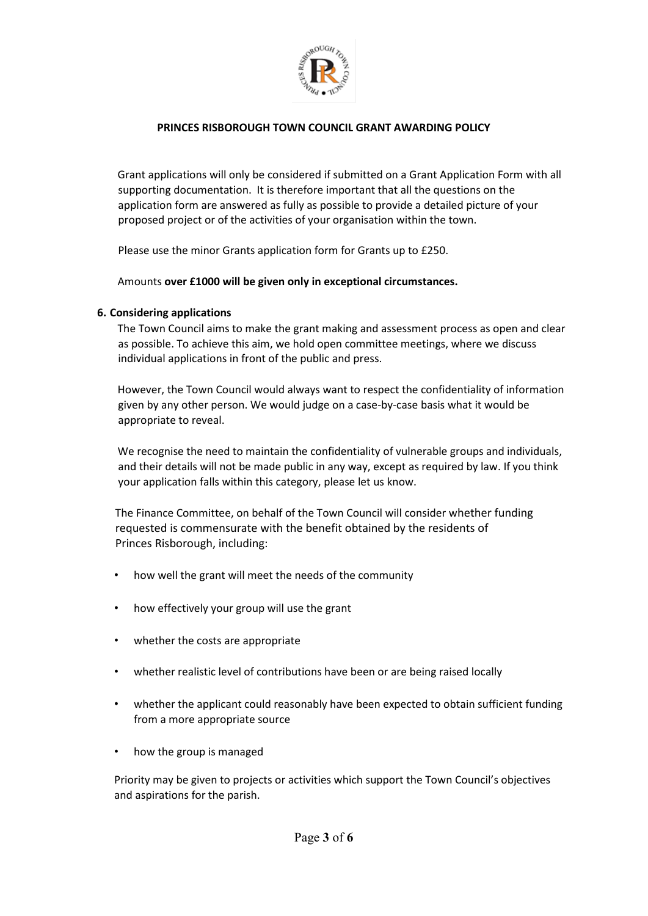**PRINCES RISBOROUGH TOWN COUNCIL GRANT AWARDING POLICY**

Grant applications will only be considered if submitted on a Grant Application Form with all supporting documentation. It is therefore important that all the questions on the application form are answered as fully as possible to provide a detailed picture of your proposed project or of the activities of your organisation within the town.

Please use the minor Grants application form for Grants up to £250.

Amounts **over £1000 will be given only in exceptional circumstances.**

**6. Considering applications**

The Town Council aims to make the grant making and assessment process as open and clear as possible. To achieve this aim, we hold open committee meetings, where we discuss individual applications in front of the public and press.

However, the Town Council would always want to respect the confidentiality of information given by any other person. We would judge on a case-by-case basis what it would be appropriate to reveal.

We recognise the need to maintain the confidentiality of vulnerable groups and individuals, and their details will not be made public in any way, except as required by law. If you think your application falls within this category, please let us know.

The Finance Committee, on behalf of the Town Council will consider whether funding requested is commensurate with the benefit obtained by the residents of Princes Risborough, including:

- how well the grant will meet the needs of the community
- how effectively your group will use the grant
- whether the costs are appropriate
- whether realistic level of contributions have been or are being raised locally
- whether the applicant could reasonably have been expected to obtain sufficient funding from a more appropriate source
- how the group is managed

Priority may be given to projects or activities which support the Town Council's objectives and aspirations for the parish.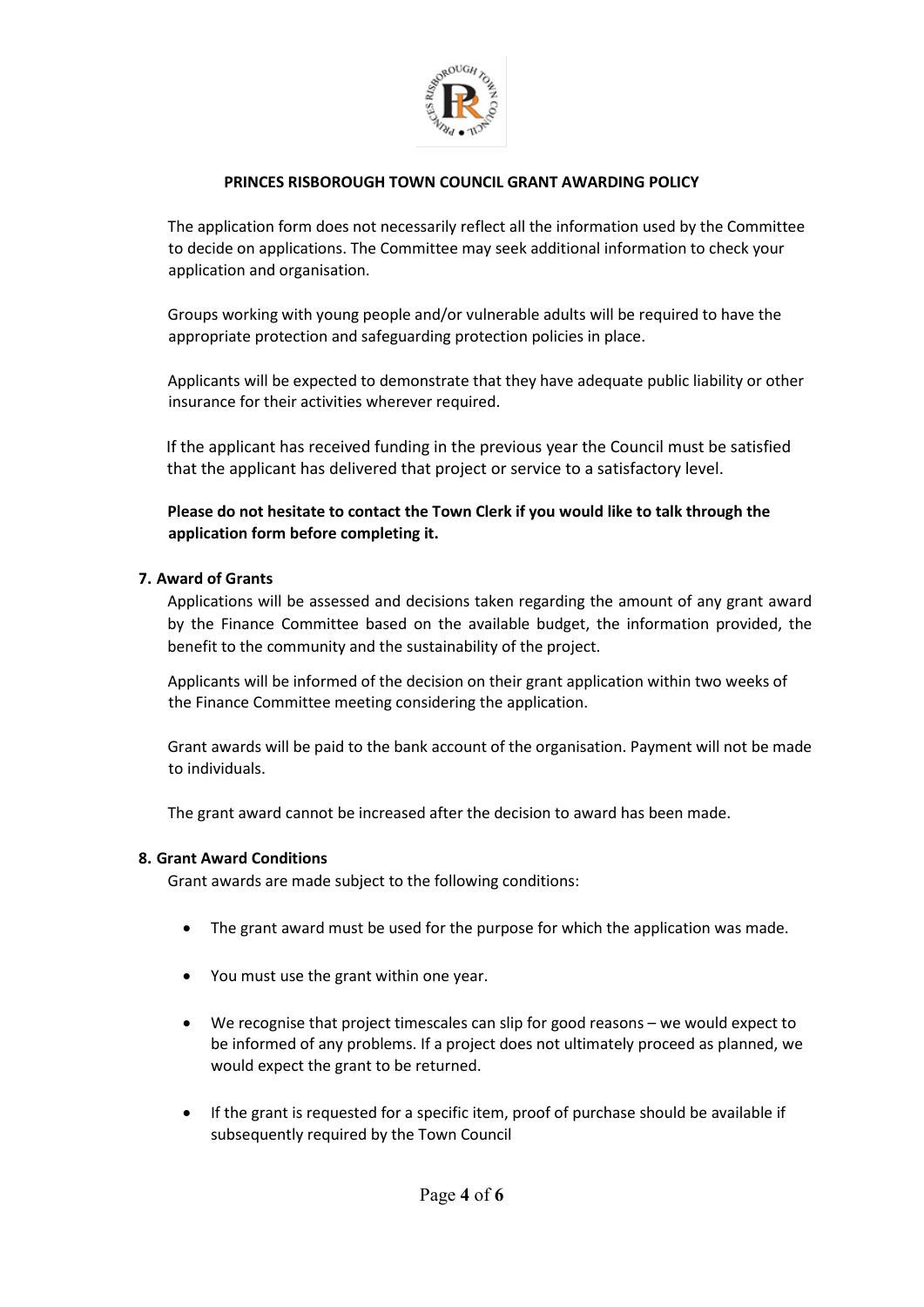The application form does not necessarily reflect all the information used by the Committee to decide on applications. The Committee may seek additional information to check your application and organisation.

Groups working with young people and/or vulnerable adults will be required to have the appropriate protection and safeguarding protection policies in place.

Applicants will be expected to demonstrate that they have adequate public liability or other insurance for their activities wherever required.

If the applicant has received funding in the previous year the Council must be satisfied that the applicant has delivered that project or service to a satisfactory level.

**Please do not hesitate to contact the Town Clerk if you would like to talk through the application form before completing it.**

### 7. Award of Grants

Applications will be assessed and decisions taken regarding the amount of any grant award by the Finance Committee based on the available budget, the information provided, the benefit to the community and the sustainability of the project.

Applicants will be informed of the decision on their grant application within two weeks of the Finance Committee meeting considering the application.

Grant awards will be paid to the bank account of the organisation. Payment will not be made to individuals.

The grant award cannot be increased after the decision to award has been made.

### 8. Grant Award Conditions

Grant awards are made subject to the following conditions:

- The grant award must be used for the purpose for which the application was made.
- You must use the grant within one year.
- We recognise that project timescales can slip for good reasons – we would expect to be informed of any problems. If a project does not ultimately proceed as planned, we would expect the grant to be returned.
- If the grant is requested for a specific item, proof of purchase should be available if subsequently required by the Town Council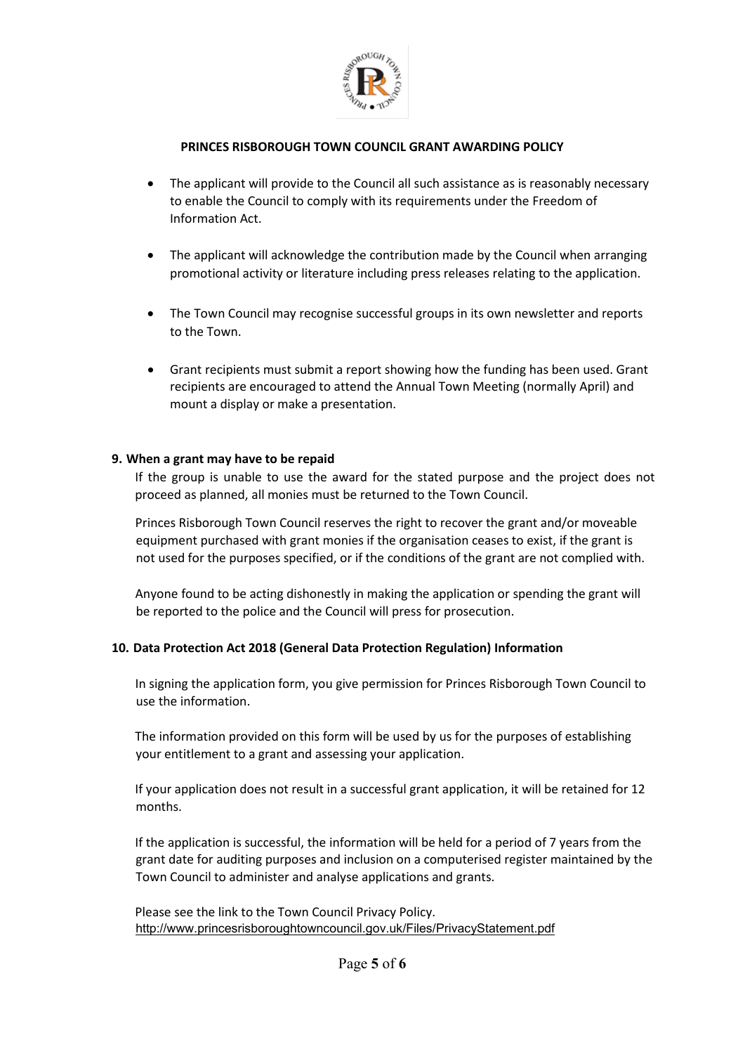**PRINCES RISBOROUGH TOWN COUNCIL GRANT AWARDING POLICY**

- The applicant will provide to the Council all such assistance as is reasonably necessary to enable the Council to comply with its requirements under the Freedom of Information Act.
- The applicant will acknowledge the contribution made by the Council when arranging promotional activity or literature including press releases relating to the application.
- The Town Council may recognise successful groups in its own newsletter and reports to the Town.
- Grant recipients must submit a report showing how the funding has been used. Grant recipients are encouraged to attend the Annual Town Meeting (normally April) and mount a display or make a presentation.

## 9. When a grant may have to be repaid

If the group is unable to use the award for the stated purpose and the project does not proceed as planned, all monies must be returned to the Town Council.

Princes Risborough Town Council reserves the right to recover the grant and/or moveable equipment purchased with grant monies if the organisation ceases to exist, if the grant is not used for the purposes specified, or if the conditions of the grant are not complied with.

Anyone found to be acting dishonestly in making the application or spending the grant will be reported to the police and the Council will press for prosecution.

## 10. Data Protection Act 2018 (General Data Protection Regulation) Information

In signing the application form, you give permission for Princes Risborough Town Council to use the information.

The information provided on this form will be used by us for the purposes of establishing your entitlement to a grant and assessing your application.

If your application does not result in a successful grant application, it will be retained for 12 months.

If the application is successful, the information will be held for a period of 7 years from the grant date for auditing purposes and inclusion on a computerised register maintained by the Town Council to administer and analyse applications and grants.

Please see the link to the Town Council Privacy Policy.
http://www.princesrisboroughtowncouncil.gov.uk/Files/PrivacyStatement.pdf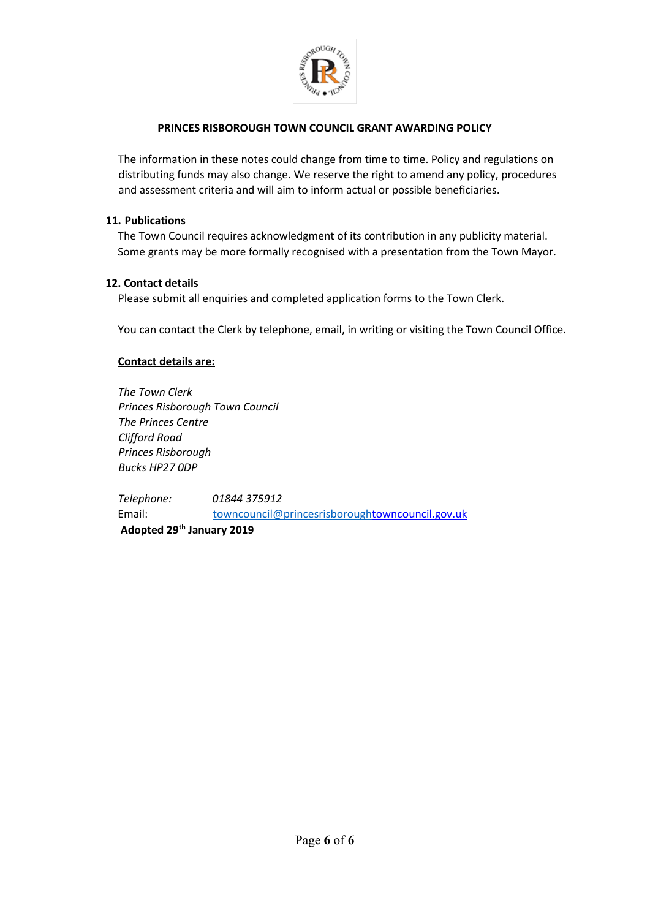**PRINCES RISBOROUGH TOWN COUNCIL GRANT AWARDING POLICY**

The information in these notes could change from time to time. Policy and regulations on distributing funds may also change. We reserve the right to amend any policy, procedures and assessment criteria and will aim to inform actual or possible beneficiaries.

### 11. Publications

The Town Council requires acknowledgment of its contribution in any publicity material. Some grants may be more formally recognised with a presentation from the Town Mayor.

### 12. Contact details

Please submit all enquiries and completed application forms to the Town Clerk.

You can contact the Clerk by telephone, email, in writing or visiting the Town Council Office.

**Contact details are:**

*The Town Clerk*
*Princes Risborough Town Council*
*The Princes Centre*
*Clifford Road*
*Princes Risborough*
*Bucks HP27 0DP*

*Telephone:* *01844 375912*
Email: towncouncil@princesrisboroughtowncouncil.gov.uk

**Adopted 29th January 2019**